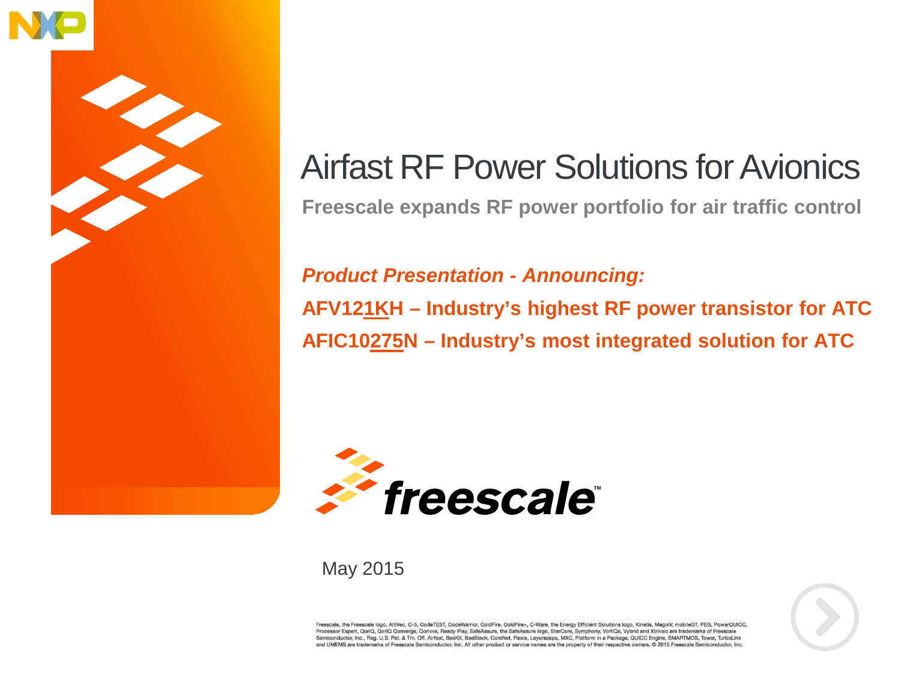# Airfast RF Power Solutions for Avionics

**Freescale expands RF power portfolio for air traffic control**

***Product Presentation - Announcing:***

**AFV121KH – Industry's highest RF power transistor for ATC**

**AFIC10275N – Industry's most integrated solution for ATC**

freescale™

May 2015

Freescale, the Freescale logo, AltiVec, C-5, CodeTEST, CodeWarrior, ColdFire, ColdFire+, C-Ware, the Energy Efficient Solutions logo, Kinetis, MagniV, mobileGT, PEG, PowerQUICC, Processor Expert, QorIQ, QorIQ Qonverge, Qorivva, Ready Play, SafeAssure, the SafeAssure logo, StarCore, Symphony, VortiQa, Vybrid and Xtrinsic are trademarks of Freescale Semiconductor, Inc., Reg. U.S. Pat. & Tm. Off. Airfast, BeeKit, BeeStack, CoreNet, Flexis, Layerscape, MXC, Platform in a Package, QUICC Engine, SMARTMOS, Tower, TurboLink and UMEMS are trademarks of Freescale Semiconductor, Inc. All other product or service names are the property of their respective owners. © 2015 Freescale Semiconductor, Inc.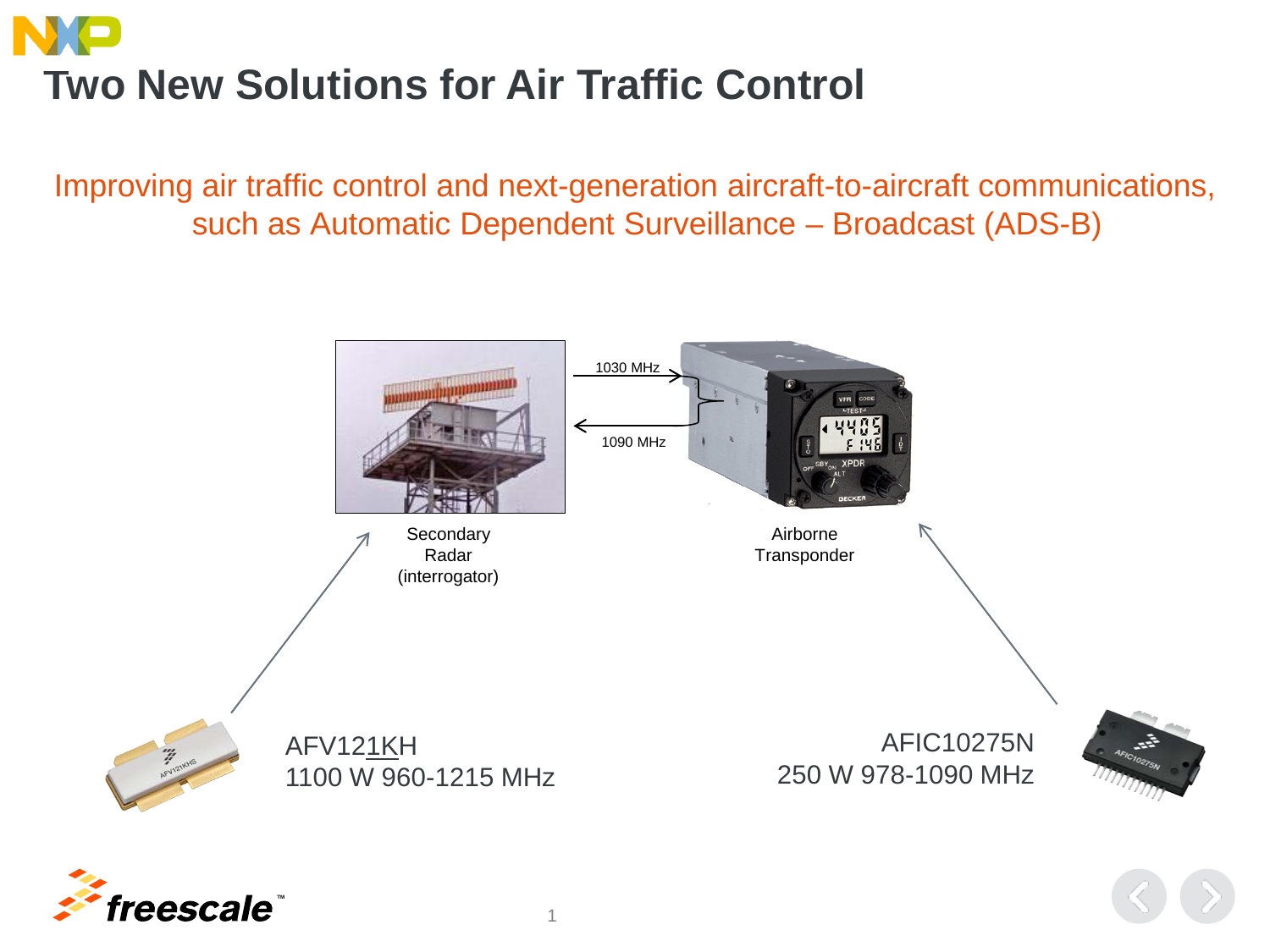# Two New Solutions for Air Traffic Control

Improving air traffic control and next-generation aircraft-to-aircraft communications, such as Automatic Dependent Surveillance – Broadcast (ADS-B)

1030 MHz

1090 MHz

Secondary Radar (interrogator)

Airborne Transponder

AFV121KH
1100 W 960-1215 MHz

AFIC10275N
250 W 978-1090 MHz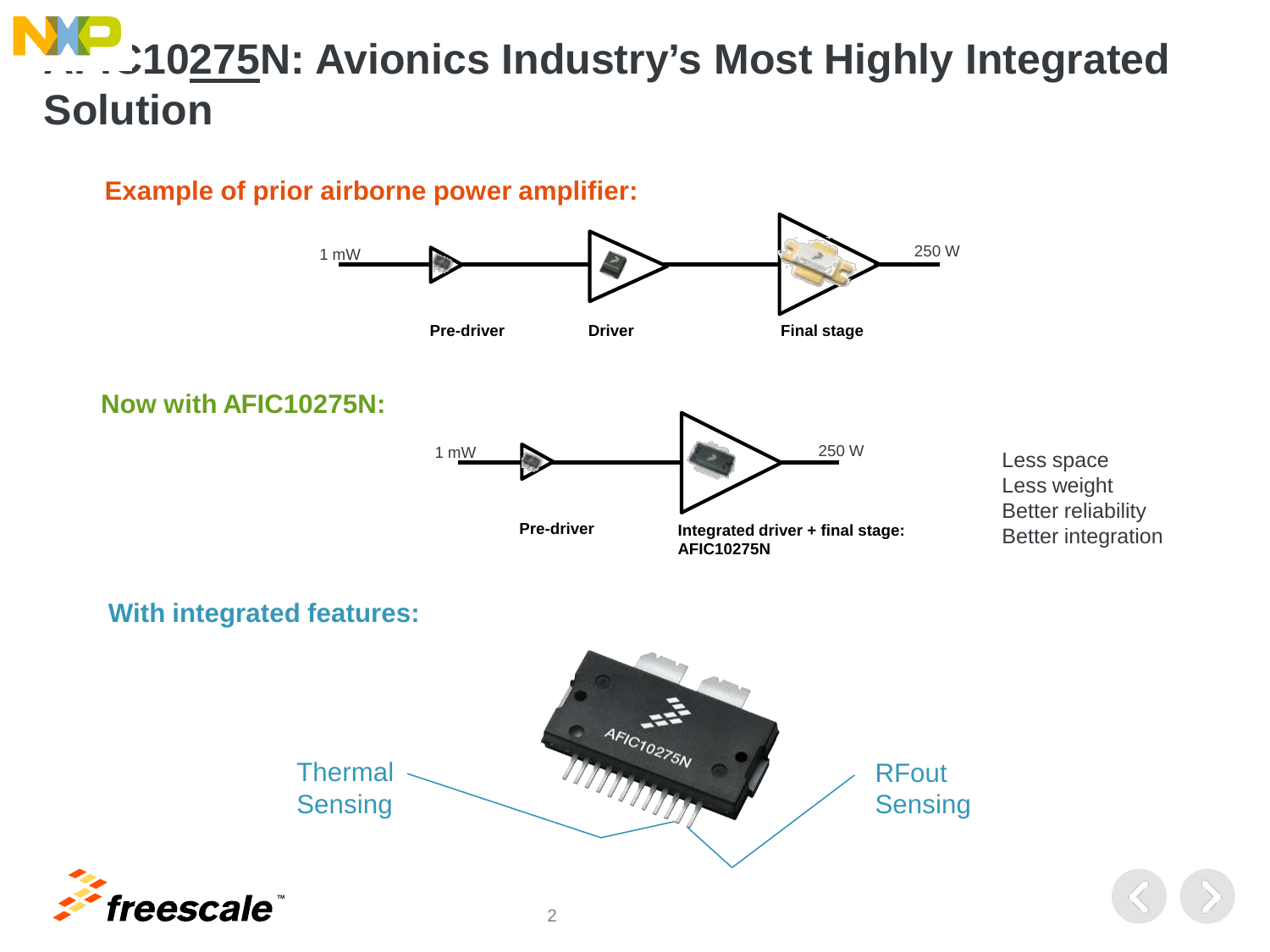# AFIC10275N: Avionics Industry's Most Highly Integrated Solution

**Example of prior airborne power amplifier:**

1 mW → Pre-driver → Driver → Final stage → 250 W

**Now with AFIC10275N:**

1 mW → Pre-driver → Integrated driver + final stage: AFIC10275N → 250 W

- Less space
- Less weight
- Better reliability
- Better integration

**With integrated features:**

- Thermal Sensing
- RFout Sensing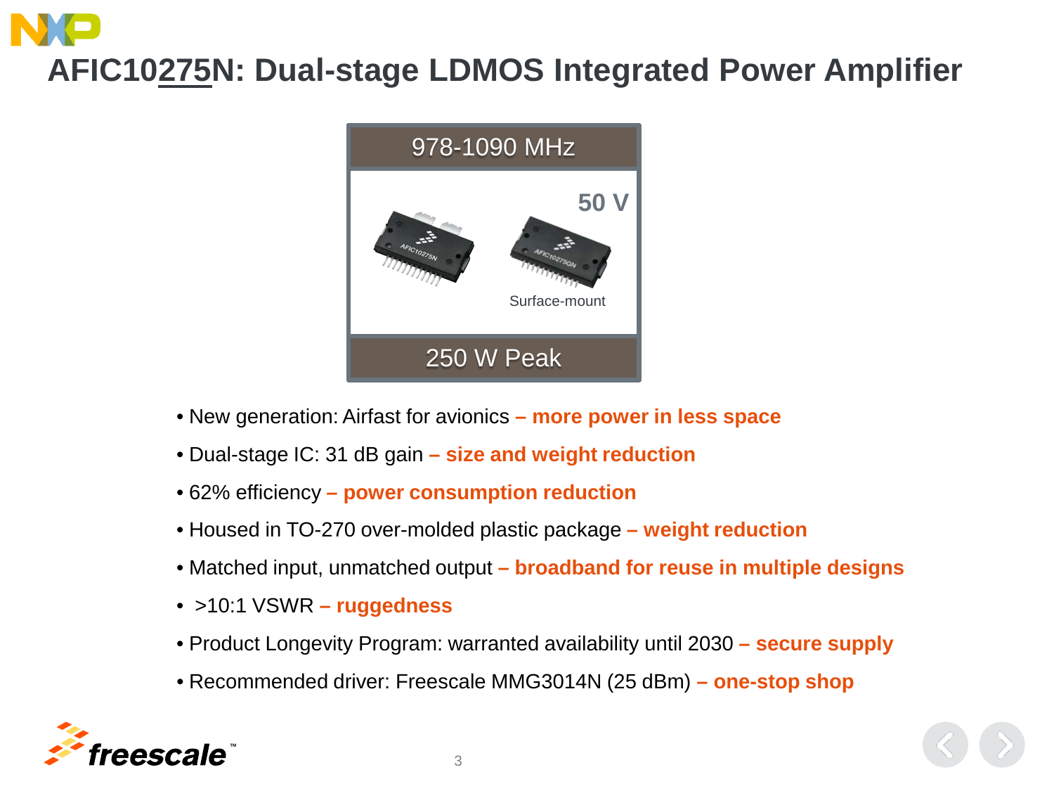# AFIC10275N: Dual-stage LDMOS Integrated Power Amplifier

978-1090 MHz

50 V

Surface-mount

250 W Peak

- New generation: Airfast for avionics **– more power in less space**
- Dual-stage IC: 31 dB gain **– size and weight reduction**
- 62% efficiency **– power consumption reduction**
- Housed in TO-270 over-molded plastic package **– weight reduction**
- Matched input, unmatched output **– broadband for reuse in multiple designs**
- >10:1 VSWR **– ruggedness**
- Product Longevity Program: warranted availability until 2030 **– secure supply**
- Recommended driver: Freescale MMG3014N (25 dBm) **– one-stop shop**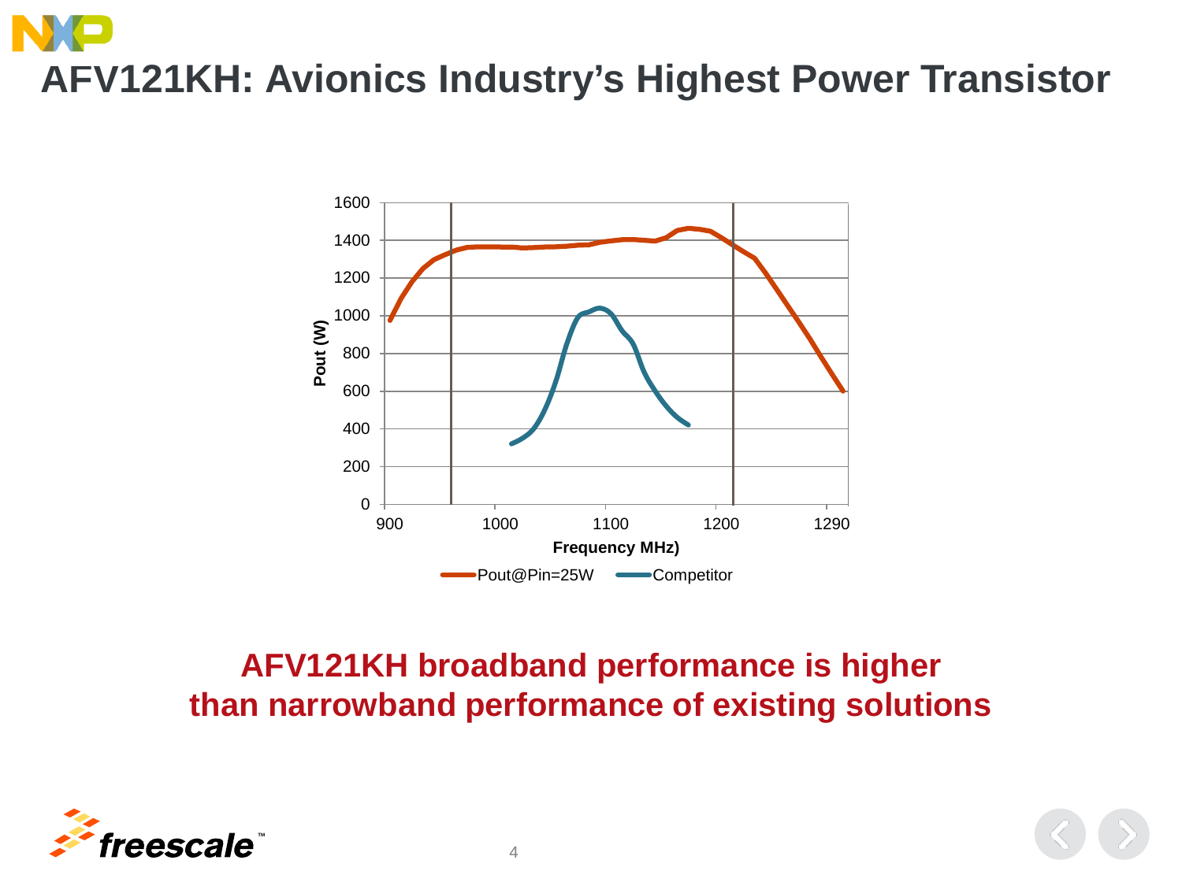# AFV121KH: Avionics Industry's Highest Power Transistor

**AFV121KH broadband performance is higher than narrowband performance of existing solutions**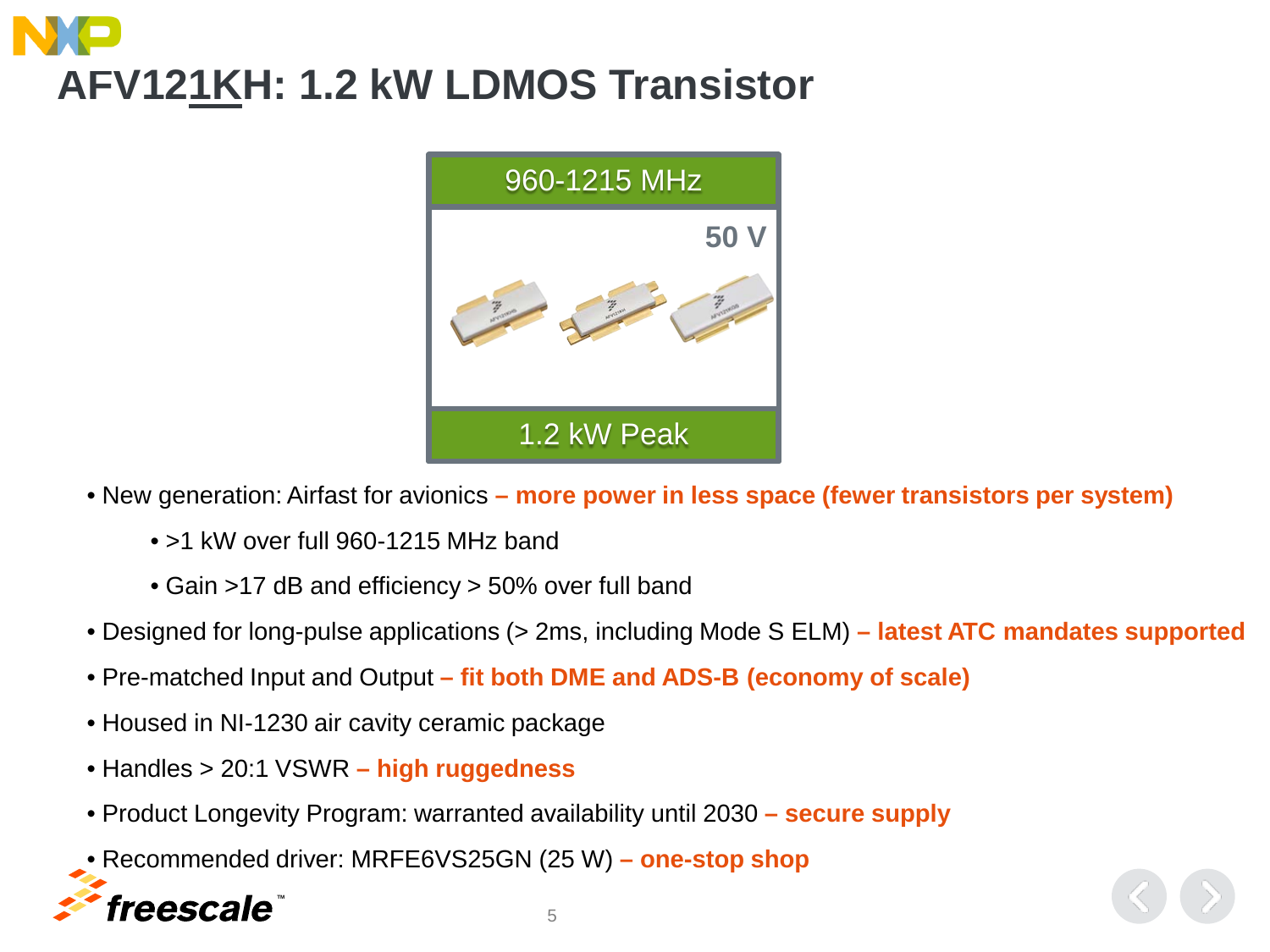# AFV121KH: 1.2 kW LDMOS Transistor

960-1215 MHz

50 V

1.2 kW Peak

- New generation: Airfast for avionics **– more power in less space (fewer transistors per system)**
  - >1 kW over full 960-1215 MHz band
  - Gain >17 dB and efficiency > 50% over full band
- Designed for long-pulse applications (> 2ms, including Mode S ELM) **– latest ATC mandates supported**
- Pre-matched Input and Output **– fit both DME and ADS-B (economy of scale)**
- Housed in NI-1230 air cavity ceramic package
- Handles > 20:1 VSWR **– high ruggedness**
- Product Longevity Program: warranted availability until 2030 **– secure supply**
- Recommended driver: MRFE6VS25GN (25 W) **– one-stop shop**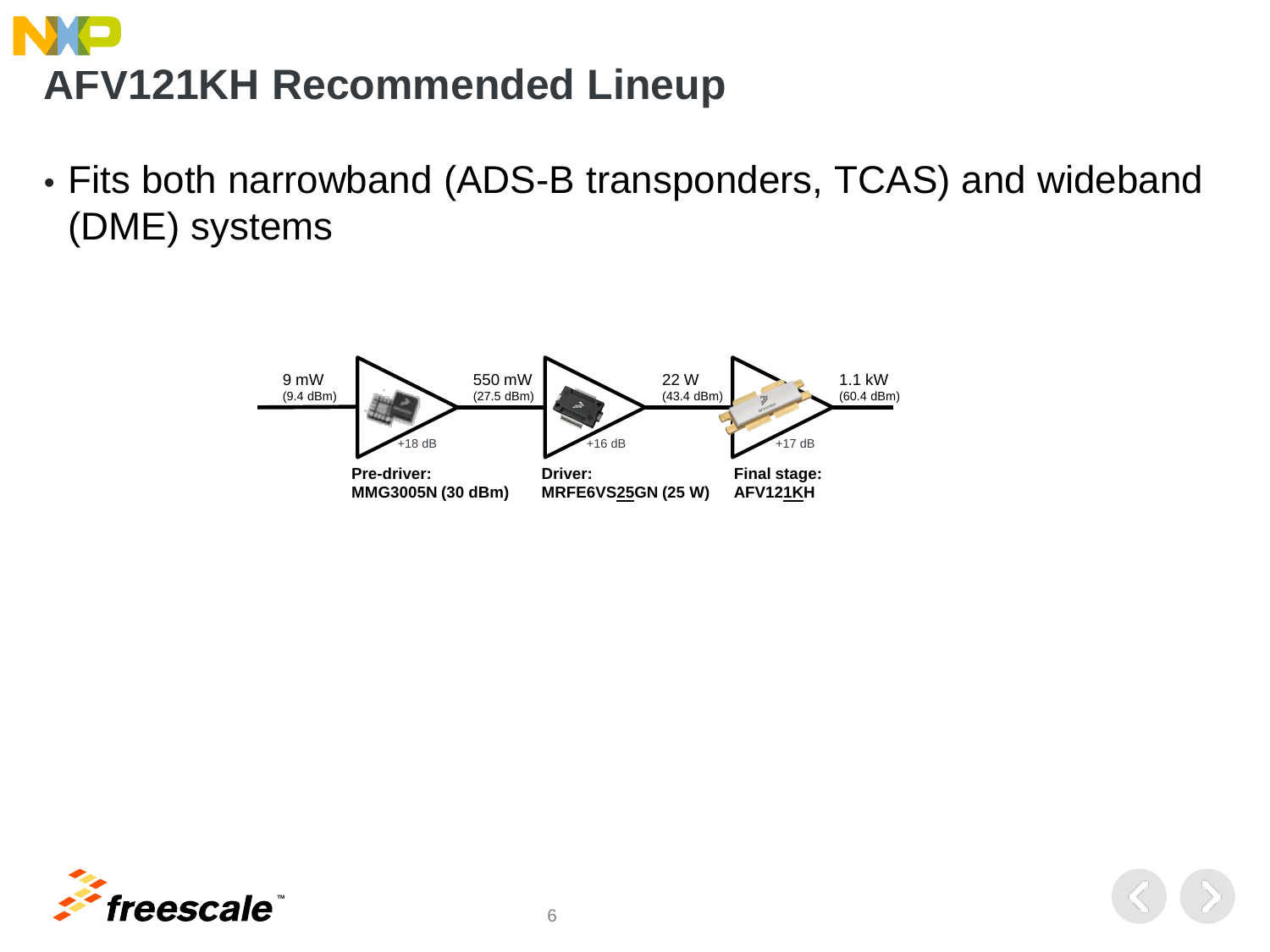# AFV121KH Recommended Lineup

- Fits both narrowband (ADS-B transponders, TCAS) and wideband (DME) systems

9 mW (9.4 dBm) → +18 dB → 550 mW (27.5 dBm) → +16 dB → 22 W (43.4 dBm) → +17 dB → 1.1 kW (60.4 dBm)

**Pre-driver:**
**MMG3005N (30 dBm)**

**Driver:**
**MRFE6VS25GN (25 W)**

**Final stage:**
**AFV121KH**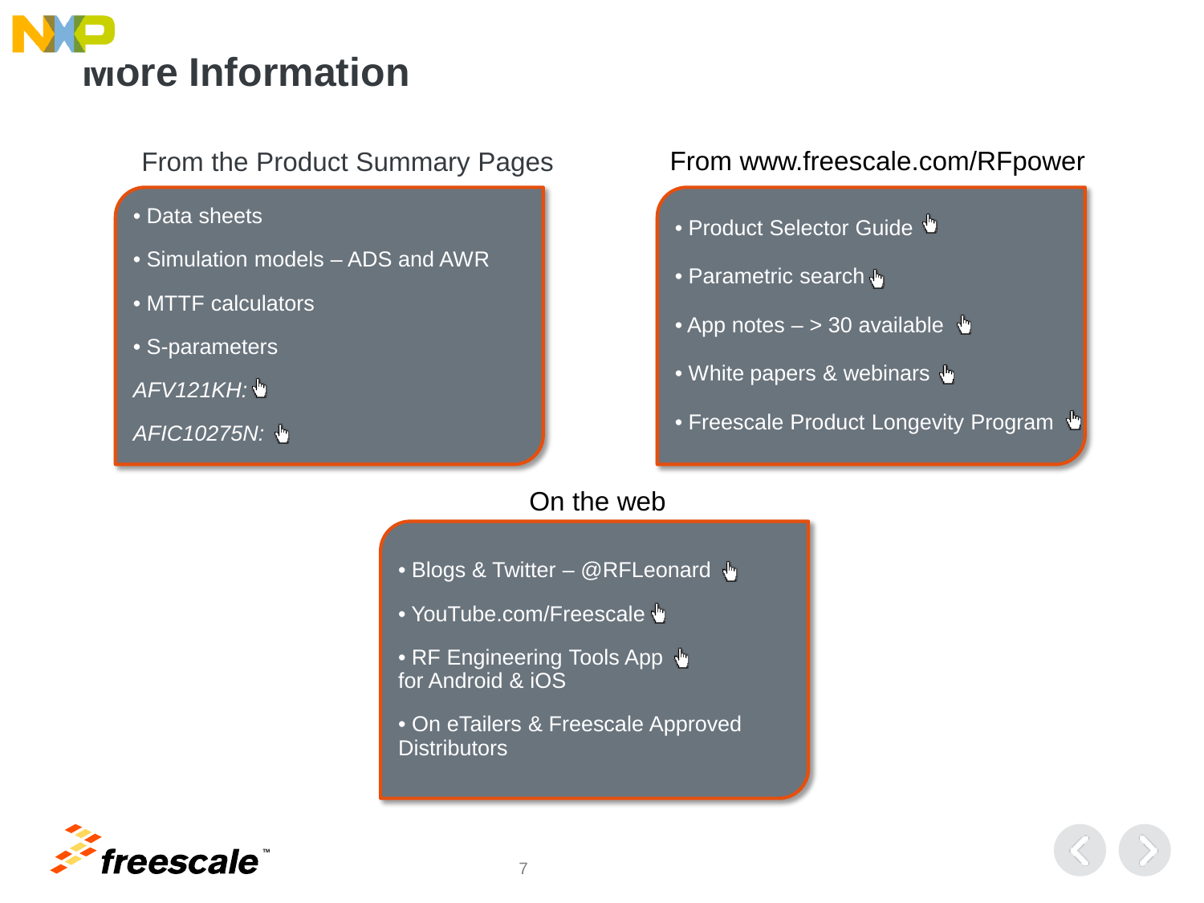# More Information

## From the Product Summary Pages

- Data sheets
- Simulation models – ADS and AWR
- MTTF calculators
- S-parameters

*AFV121KH:*

*AFIC10275N:*

## From www.freescale.com/RFpower

- Product Selector Guide
- Parametric search
- App notes – > 30 available
- White papers & webinars
- Freescale Product Longevity Program

## On the web

- Blogs & Twitter – @RFLeonard
- YouTube.com/Freescale
- RF Engineering Tools App for Android & iOS
- On eTailers & Freescale Approved Distributors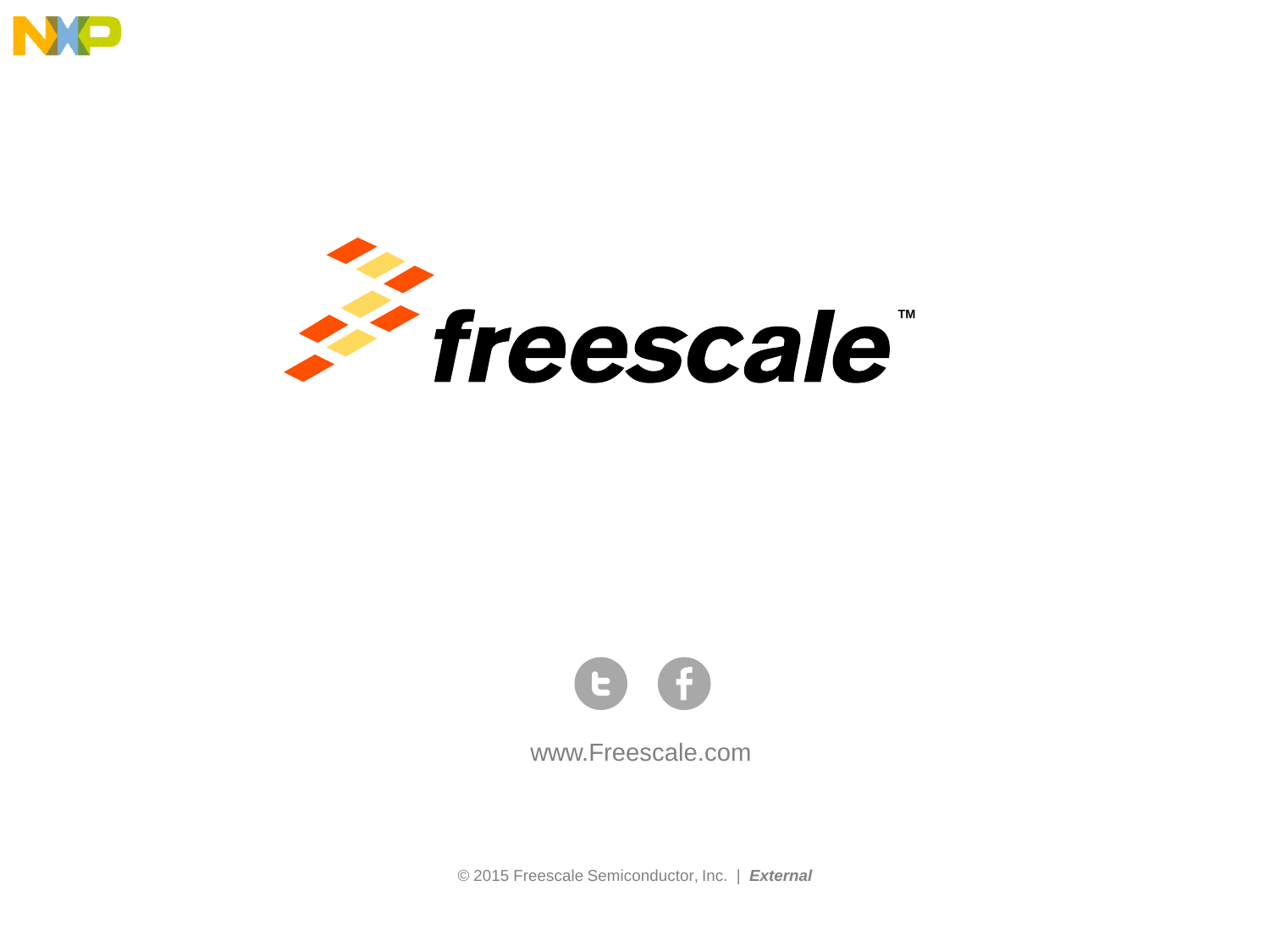freescale™

www.Freescale.com

© 2015 Freescale Semiconductor, Inc. | ***External***